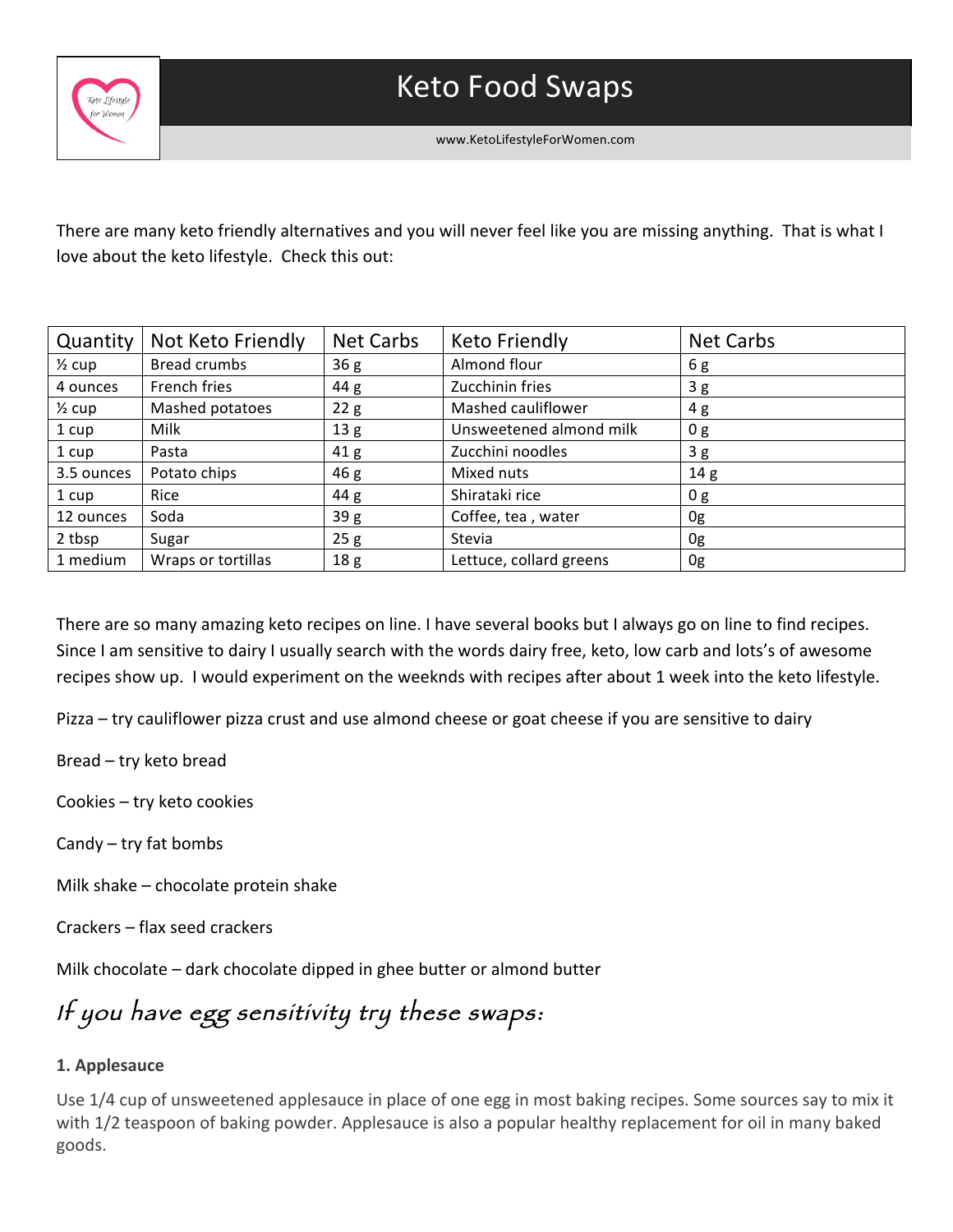# Keto Food Swaps

www.KetoLifestyleForWomen.com

There are many keto friendly alternatives and you will never feel like you are missing anything. That is what I love about the keto lifestyle. Check this out:

| Quantity | Not Keto Friendly | Net Carbs | Keto Friendly | Net Carbs |
|---|---|---|---|---|
| ½ cup | Bread crumbs | 36 g | Almond flour | 6 g |
| 4 ounces | French fries | 44 g | Zucchinin fries | 3 g |
| ½ cup | Mashed potatoes | 22 g | Mashed cauliflower | 4 g |
| 1 cup | Milk | 13 g | Unsweetened almond milk | 0 g |
| 1 cup | Pasta | 41 g | Zucchini noodles | 3 g |
| 3.5 ounces | Potato chips | 46 g | Mixed nuts | 14 g |
| 1 cup | Rice | 44 g | Shirataki rice | 0 g |
| 12 ounces | Soda | 39 g | Coffee, tea , water | 0g |
| 2 tbsp | Sugar | 25 g | Stevia | 0g |
| 1 medium | Wraps or tortillas | 18 g | Lettuce, collard greens | 0g |

There are so many amazing keto recipes on line. I have several books but I always go on line to find recipes. Since I am sensitive to dairy I usually search with the words dairy free, keto, low carb and lots's of awesome recipes show up. I would experiment on the weeknds with recipes after about 1 week into the keto lifestyle.

Pizza – try cauliflower pizza crust and use almond cheese or goat cheese if you are sensitive to dairy

Bread – try keto bread

Cookies – try keto cookies

Candy – try fat bombs

Milk shake – chocolate protein shake

Crackers – flax seed crackers

Milk chocolate – dark chocolate dipped in ghee butter or almond butter

## *If you have egg sensitivity try these swaps:*

**1. Applesauce**

Use 1/4 cup of unsweetened applesauce in place of one egg in most baking recipes. Some sources say to mix it with 1/2 teaspoon of baking powder. Applesauce is also a popular healthy replacement for oil in many baked goods.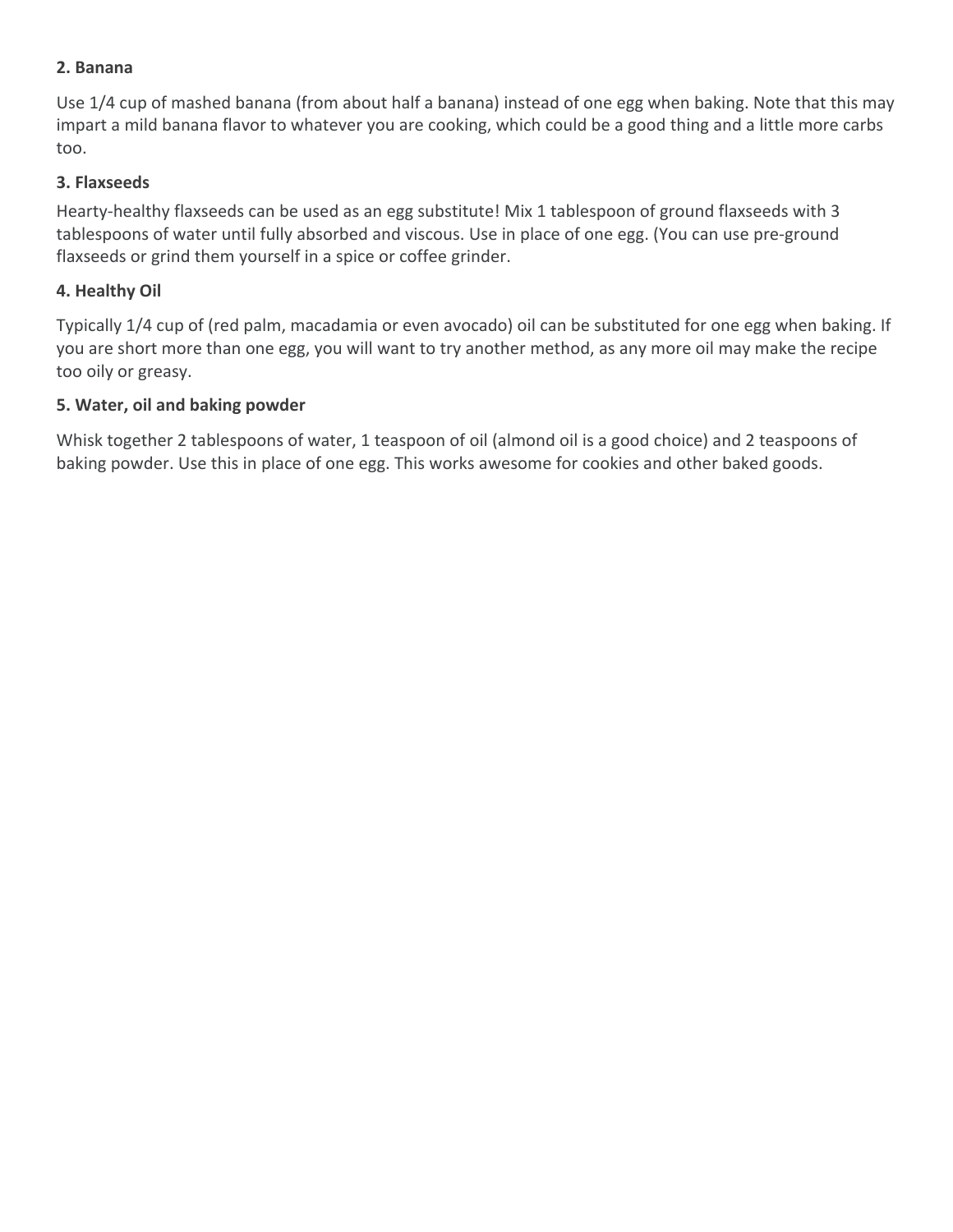**2. Banana**

Use 1/4 cup of mashed banana (from about half a banana) instead of one egg when baking. Note that this may impart a mild banana flavor to whatever you are cooking, which could be a good thing and a little more carbs too.

**3. Flaxseeds**

Hearty-healthy flaxseeds can be used as an egg substitute! Mix 1 tablespoon of ground flaxseeds with 3 tablespoons of water until fully absorbed and viscous. Use in place of one egg. (You can use pre-ground flaxseeds or grind them yourself in a spice or coffee grinder.

**4. Healthy Oil**

Typically 1/4 cup of (red palm, macadamia or even avocado) oil can be substituted for one egg when baking. If you are short more than one egg, you will want to try another method, as any more oil may make the recipe too oily or greasy.

**5. Water, oil and baking powder**

Whisk together 2 tablespoons of water, 1 teaspoon of oil (almond oil is a good choice) and 2 teaspoons of baking powder. Use this in place of one egg. This works awesome for cookies and other baked goods.